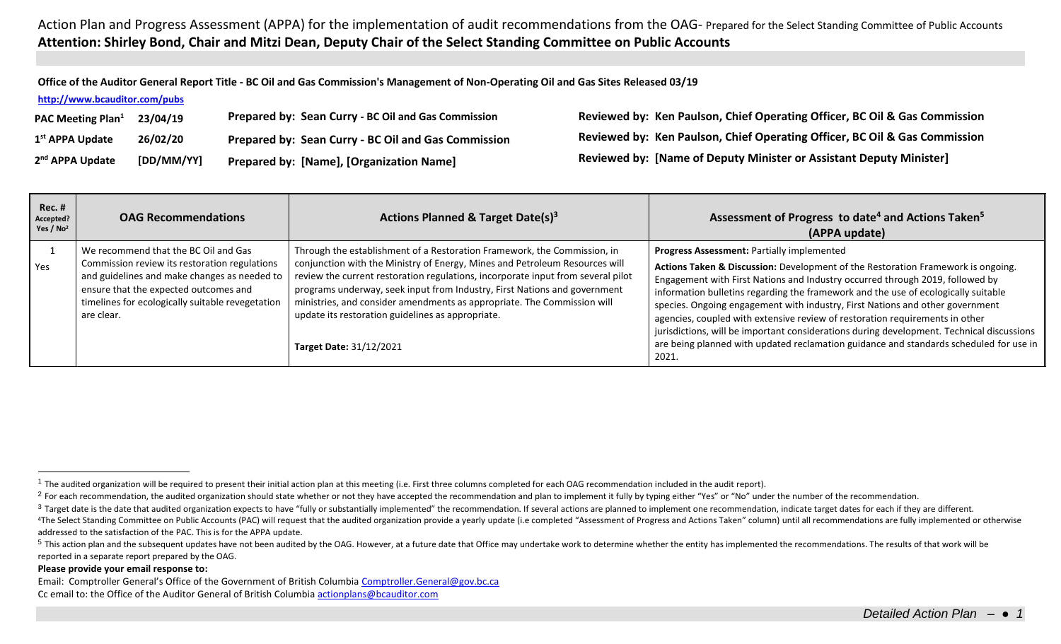Action Plan and Progress Assessment (APPA) for the implementation of audit recommendations from the OAG- Prepared for the Select Standing Committee of Public Accounts

**Attention: Shirley Bond, Chair and Mitzi Dean, Deputy Chair of the Select Standing Committee on Public Accounts**

**Office of the Auditor General Report Title - BC Oil and Gas Commission's Management of Non-Operating Oil and Gas Sites Released 03/19**

**http://www.bcauditor.com/pubs**

| | | | |
|---|---|---|---|
| **PAC Meeting Plan[1]** | **23/04/19** | **Prepared by: Sean Curry - BC Oil and Gas Commission** | **Reviewed by: Ken Paulson, Chief Operating Officer, BC Oil & Gas Commission** |
| **1st APPA Update** | **26/02/20** | **Prepared by: Sean Curry - BC Oil and Gas Commission** | **Reviewed by: Ken Paulson, Chief Operating Officer, BC Oil & Gas Commission** |
| **2nd APPA Update** | **[DD/MM/YY]** | **Prepared by: [Name], [Organization Name]** | **Reviewed by: [Name of Deputy Minister or Assistant Deputy Minister]** |

| Rec. # Accepted? Yes / No[2] | OAG Recommendations | Actions Planned & Target Date(s)[3] | Assessment of Progress to date[4] and Actions Taken[5] (APPA update) |
|---|---|---|---|
| 1<br>Yes | We recommend that the BC Oil and Gas Commission review its restoration regulations and guidelines and make changes as needed to ensure that the expected outcomes and timelines for ecologically suitable revegetation are clear. | Through the establishment of a Restoration Framework, the Commission, in conjunction with the Ministry of Energy, Mines and Petroleum Resources will review the current restoration regulations, incorporate input from several pilot programs underway, seek input from Industry, First Nations and government ministries, and consider amendments as appropriate. The Commission will update its restoration guidelines as appropriate.<br><br>**Target Date:** 31/12/2021 | **Progress Assessment:** Partially implemented<br><br>**Actions Taken & Discussion:** Development of the Restoration Framework is ongoing. Engagement with First Nations and Industry occurred through 2019, followed by information bulletins regarding the framework and the use of ecologically suitable species. Ongoing engagement with industry, First Nations and other government agencies, coupled with extensive review of restoration requirements in other jurisdictions, will be important considerations during development. Technical discussions are being planned with updated reclamation guidance and standards scheduled for use in 2021. |

---

[1] The audited organization will be required to present their initial action plan at this meeting (i.e. First three columns completed for each OAG recommendation included in the audit report).

[2] For each recommendation, the audited organization should state whether or not they have accepted the recommendation and plan to implement it fully by typing either "Yes" or "No" under the number of the recommendation.

[3] Target date is the date that audited organization expects to have "fully or substantially implemented" the recommendation. If several actions are planned to implement one recommendation, indicate target dates for each if they are different.

[4] The Select Standing Committee on Public Accounts (PAC) will request that the audited organization provide a yearly update (i.e completed "Assessment of Progress and Actions Taken" column) until all recommendations are fully implemented or otherwise addressed to the satisfaction of the PAC. This is for the APPA update.

[5] This action plan and the subsequent updates have not been audited by the OAG. However, at a future date that Office may undertake work to determine whether the entity has implemented the recommendations. The results of that work will be reported in a separate report prepared by the OAG.

**Please provide your email response to:**

Email: Comptroller General's Office of the Government of British Columbia Comptroller.General@gov.bc.ca

Cc email to: the Office of the Auditor General of British Columbia actionplans@bcauditor.com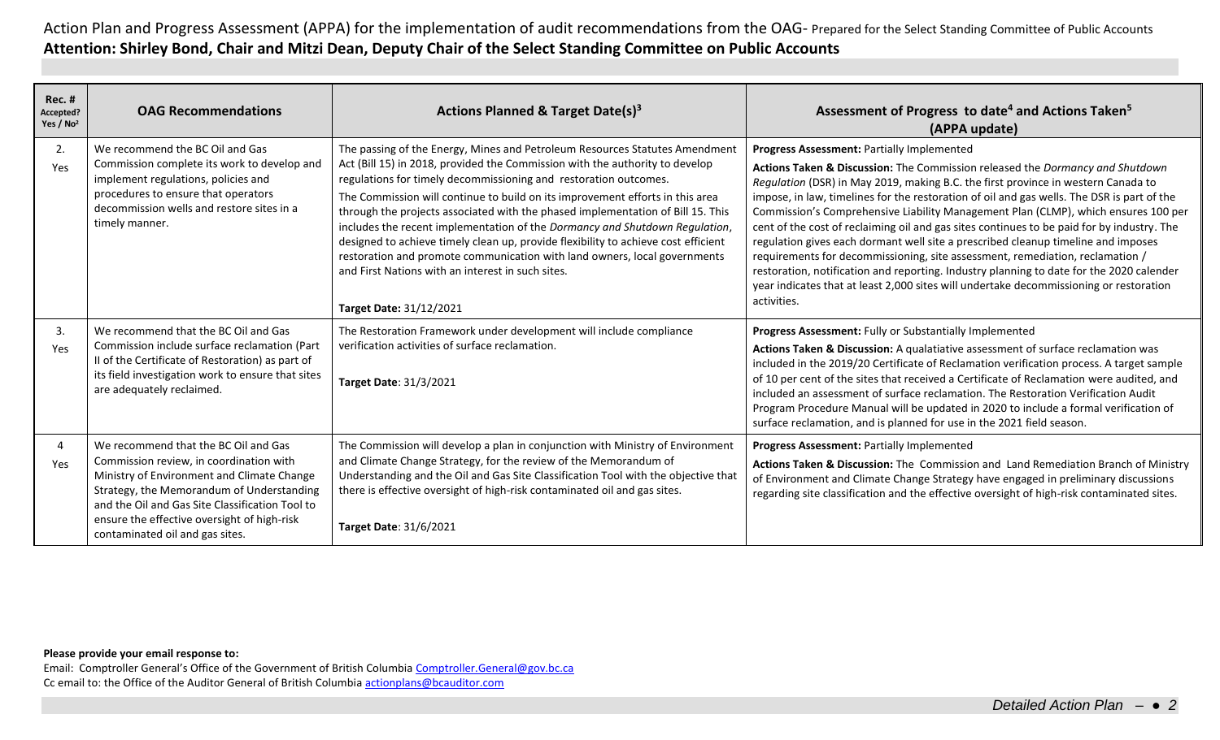Action Plan and Progress Assessment (APPA) for the implementation of audit recommendations from the OAG- Prepared for the Select Standing Committee of Public Accounts

**Attention: Shirley Bond, Chair and Mitzi Dean, Deputy Chair of the Select Standing Committee on Public Accounts**

| Rec. # Accepted? Yes / No[2] | OAG Recommendations | Actions Planned & Target Date(s)[3] | Assessment of Progress to date[4] and Actions Taken[5] (APPA update) |
|---|---|---|---|
| 2. Yes | We recommend the BC Oil and Gas Commission complete its work to develop and implement regulations, policies and procedures to ensure that operators decommission wells and restore sites in a timely manner. | The passing of the Energy, Mines and Petroleum Resources Statutes Amendment Act (Bill 15) in 2018, provided the Commission with the authority to develop regulations for timely decommissioning and restoration outcomes.<br>The Commission will continue to build on its improvement efforts in this area through the projects associated with the phased implementation of Bill 15. This includes the recent implementation of the *Dormancy and Shutdown Regulation*, designed to achieve timely clean up, provide flexibility to achieve cost efficient restoration and promote communication with land owners, local governments and First Nations with an interest in such sites.<br><br>**Target Date:** 31/12/2021 | **Progress Assessment:** Partially Implemented<br>**Actions Taken & Discussion:** The Commission released the *Dormancy and Shutdown Regulation* (DSR) in May 2019, making B.C. the first province in western Canada to impose, in law, timelines for the restoration of oil and gas wells. The DSR is part of the Commission's Comprehensive Liability Management Plan (CLMP), which ensures 100 per cent of the cost of reclaiming oil and gas sites continues to be paid for by industry. The regulation gives each dormant well site a prescribed cleanup timeline and imposes requirements for decommissioning, site assessment, remediation, reclamation / restoration, notification and reporting. Industry planning to date for the 2020 calender year indicates that at least 2,000 sites will undertake decommissioning or restoration activities. |
| 3. Yes | We recommend that the BC Oil and Gas Commission include surface reclamation (Part II of the Certificate of Restoration) as part of its field investigation work to ensure that sites are adequately reclaimed. | The Restoration Framework under development will include compliance verification activities of surface reclamation.<br><br>**Target Date**: 31/3/2021 | **Progress Assessment:** Fully or Substantially Implemented<br>**Actions Taken & Discussion:** A qualatiative assessment of surface reclamation was included in the 2019/20 Certificate of Reclamation verification process. A target sample of 10 per cent of the sites that received a Certificate of Reclamation were audited, and included an assessment of surface reclamation. The Restoration Verification Audit Program Procedure Manual will be updated in 2020 to include a formal verification of surface reclamation, and is planned for use in the 2021 field season. |
| 4 Yes | We recommend that the BC Oil and Gas Commission review, in coordination with Ministry of Environment and Climate Change Strategy, the Memorandum of Understanding and the Oil and Gas Site Classification Tool to ensure the effective oversight of high-risk contaminated oil and gas sites. | The Commission will develop a plan in conjunction with Ministry of Environment and Climate Change Strategy, for the review of the Memorandum of Understanding and the Oil and Gas Site Classification Tool with the objective that there is effective oversight of high-risk contaminated oil and gas sites.<br><br>**Target Date**: 31/6/2021 | **Progress Assessment:** Partially Implemented<br>**Actions Taken & Discussion:** The Commission and Land Remediation Branch of Ministry of Environment and Climate Change Strategy have engaged in preliminary discussions regarding site classification and the effective oversight of high-risk contaminated sites. |

**Please provide your email response to:**

Email: Comptroller General's Office of the Government of British Columbia Comptroller.General@gov.bc.ca

Cc email to: the Office of the Auditor General of British Columbia actionplans@bcauditor.com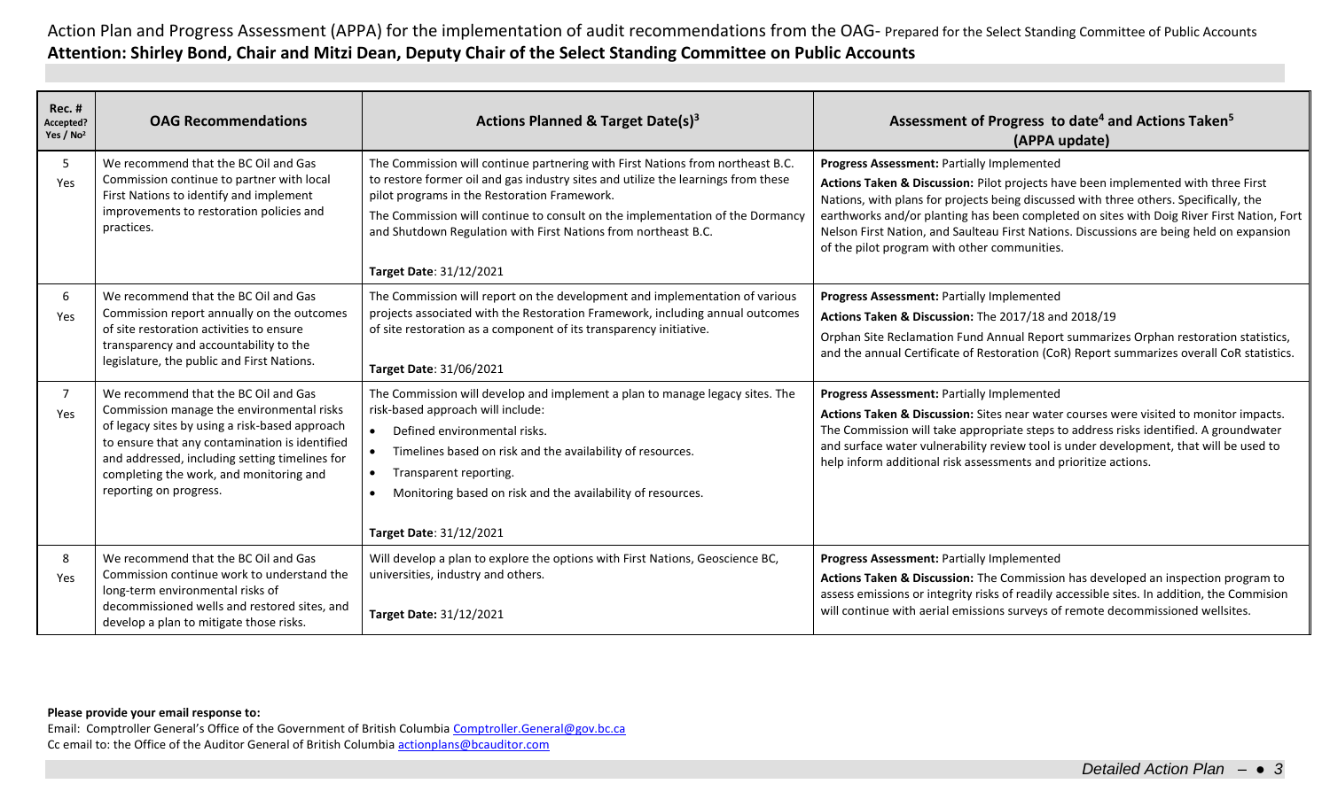Action Plan and Progress Assessment (APPA) for the implementation of audit recommendations from the OAG- Prepared for the Select Standing Committee of Public Accounts

**Attention: Shirley Bond, Chair and Mitzi Dean, Deputy Chair of the Select Standing Committee on Public Accounts**

| Rec. # Accepted? Yes / No[2] | OAG Recommendations | Actions Planned & Target Date(s)[3] | Assessment of Progress to date[4] and Actions Taken[5] (APPA update) |
|---|---|---|---|
| 5<br>Yes | We recommend that the BC Oil and Gas Commission continue to partner with local First Nations to identify and implement improvements to restoration policies and practices. | The Commission will continue partnering with First Nations from northeast B.C. to restore former oil and gas industry sites and utilize the learnings from these pilot programs in the Restoration Framework.<br>The Commission will continue to consult on the implementation of the Dormancy and Shutdown Regulation with First Nations from northeast B.C.<br><br>**Target Date**: 31/12/2021 | **Progress Assessment:** Partially Implemented<br>**Actions Taken & Discussion:** Pilot projects have been implemented with three First Nations, with plans for projects being discussed with three others. Specifically, the earthworks and/or planting has been completed on sites with Doig River First Nation, Fort Nelson First Nation, and Saulteau First Nations. Discussions are being held on expansion of the pilot program with other communities. |
| 6<br>Yes | We recommend that the BC Oil and Gas Commission report annually on the outcomes of site restoration activities to ensure transparency and accountability to the legislature, the public and First Nations. | The Commission will report on the development and implementation of various projects associated with the Restoration Framework, including annual outcomes of site restoration as a component of its transparency initiative.<br><br>**Target Date**: 31/06/2021 | **Progress Assessment:** Partially Implemented<br>**Actions Taken & Discussion:** The 2017/18 and 2018/19<br>Orphan Site Reclamation Fund Annual Report summarizes Orphan restoration statistics, and the annual Certificate of Restoration (CoR) Report summarizes overall CoR statistics. |
| 7<br>Yes | We recommend that the BC Oil and Gas Commission manage the environmental risks of legacy sites by using a risk-based approach to ensure that any contamination is identified and addressed, including setting timelines for completing the work, and monitoring and reporting on progress. | The Commission will develop and implement a plan to manage legacy sites. The risk-based approach will include:<br>• Defined environmental risks.<br>• Timelines based on risk and the availability of resources.<br>• Transparent reporting.<br>• Monitoring based on risk and the availability of resources.<br><br>**Target Date**: 31/12/2021 | **Progress Assessment:** Partially Implemented<br>**Actions Taken & Discussion:** Sites near water courses were visited to monitor impacts. The Commission will take appropriate steps to address risks identified. A groundwater and surface water vulnerability review tool is under development, that will be used to help inform additional risk assessments and prioritize actions. |
| 8<br>Yes | We recommend that the BC Oil and Gas Commission continue work to understand the long-term environmental risks of decommissioned wells and restored sites, and develop a plan to mitigate those risks. | Will develop a plan to explore the options with First Nations, Geoscience BC, universities, industry and others.<br><br>**Target Date:** 31/12/2021 | **Progress Assessment:** Partially Implemented<br>**Actions Taken & Discussion:** The Commission has developed an inspection program to assess emissions or integrity risks of readily accessible sites. In addition, the Commision will continue with aerial emissions surveys of remote decommissioned wellsites. |

**Please provide your email response to:**

Email: Comptroller General's Office of the Government of British Columbia Comptroller.General@gov.bc.ca

Cc email to: the Office of the Auditor General of British Columbia actionplans@bcauditor.com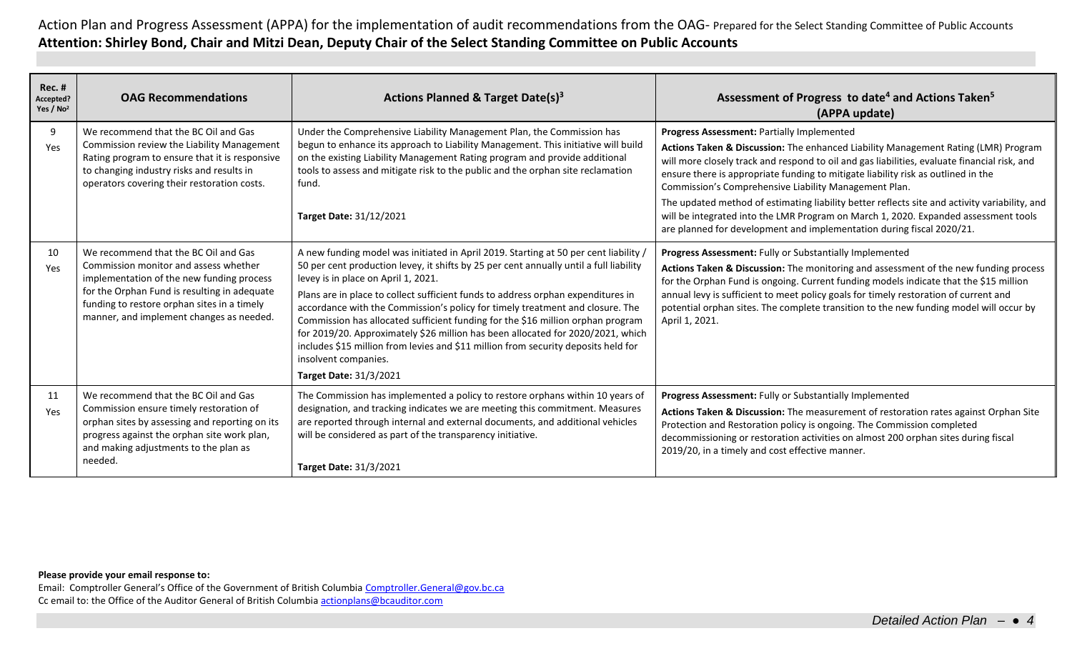Action Plan and Progress Assessment (APPA) for the implementation of audit recommendations from the OAG- Prepared for the Select Standing Committee of Public Accounts
**Attention: Shirley Bond, Chair and Mitzi Dean, Deputy Chair of the Select Standing Committee on Public Accounts**

| Rec. # Accepted? Yes / No[2] | OAG Recommendations | Actions Planned & Target Date(s)[3] | Assessment of Progress to date[4] and Actions Taken[5] (APPA update) |
|---|---|---|---|
| 9<br>Yes | We recommend that the BC Oil and Gas Commission review the Liability Management Rating program to ensure that it is responsive to changing industry risks and results in operators covering their restoration costs. | Under the Comprehensive Liability Management Plan, the Commission has begun to enhance its approach to Liability Management. This initiative will build on the existing Liability Management Rating program and provide additional tools to assess and mitigate risk to the public and the orphan site reclamation fund.<br><br>**Target Date:** 31/12/2021 | **Progress Assessment:** Partially Implemented<br>**Actions Taken & Discussion:** The enhanced Liability Management Rating (LMR) Program will more closely track and respond to oil and gas liabilities, evaluate financial risk, and ensure there is appropriate funding to mitigate liability risk as outlined in the Commission's Comprehensive Liability Management Plan.<br>The updated method of estimating liability better reflects site and activity variability, and will be integrated into the LMR Program on March 1, 2020. Expanded assessment tools are planned for development and implementation during fiscal 2020/21. |
| 10<br>Yes | We recommend that the BC Oil and Gas Commission monitor and assess whether implementation of the new funding process for the Orphan Fund is resulting in adequate funding to restore orphan sites in a timely manner, and implement changes as needed. | A new funding model was initiated in April 2019. Starting at 50 per cent liability / 50 per cent production levey, it shifts by 25 per cent annually until a full liability levey is in place on April 1, 2021.<br>Plans are in place to collect sufficient funds to address orphan expenditures in accordance with the Commission's policy for timely treatment and closure. The Commission has allocated sufficient funding for the $16 million orphan program for 2019/20. Approximately $26 million has been allocated for 2020/2021, which includes $15 million from levies and $11 million from security deposits held for insolvent companies.<br>**Target Date:** 31/3/2021 | **Progress Assessment:** Fully or Substantially Implemented<br>**Actions Taken & Discussion:** The monitoring and assessment of the new funding process for the Orphan Fund is ongoing. Current funding models indicate that the $15 million annual levy is sufficient to meet policy goals for timely restoration of current and potential orphan sites. The complete transition to the new funding model will occur by April 1, 2021. |
| 11<br>Yes | We recommend that the BC Oil and Gas Commission ensure timely restoration of orphan sites by assessing and reporting on its progress against the orphan site work plan, and making adjustments to the plan as needed. | The Commission has implemented a policy to restore orphans within 10 years of designation, and tracking indicates we are meeting this commitment. Measures are reported through internal and external documents, and additional vehicles will be considered as part of the transparency initiative.<br><br>**Target Date:** 31/3/2021 | **Progress Assessment:** Fully or Substantially Implemented<br>**Actions Taken & Discussion:** The measurement of restoration rates against Orphan Site Protection and Restoration policy is ongoing. The Commission completed decommissioning or restoration activities on almost 200 orphan sites during fiscal 2019/20, in a timely and cost effective manner. |

**Please provide your email response to:**
Email: Comptroller General's Office of the Government of British Columbia Comptroller.General@gov.bc.ca
Cc email to: the Office of the Auditor General of British Columbia actionplans@bcauditor.com

*Detailed Action Plan*